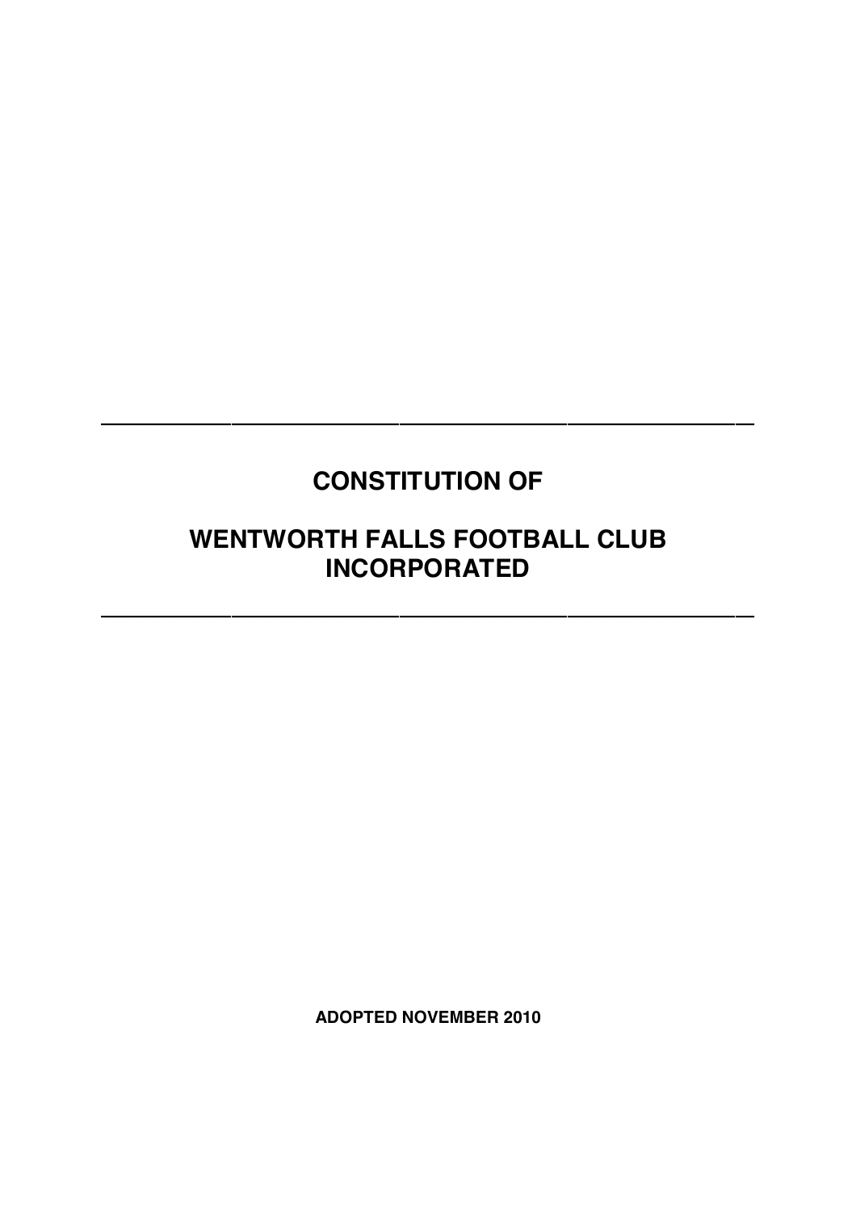---

# CONSTITUTION OF

# WENTWORTH FALLS FOOTBALL CLUB INCORPORATED

---

**ADOPTED NOVEMBER 2010**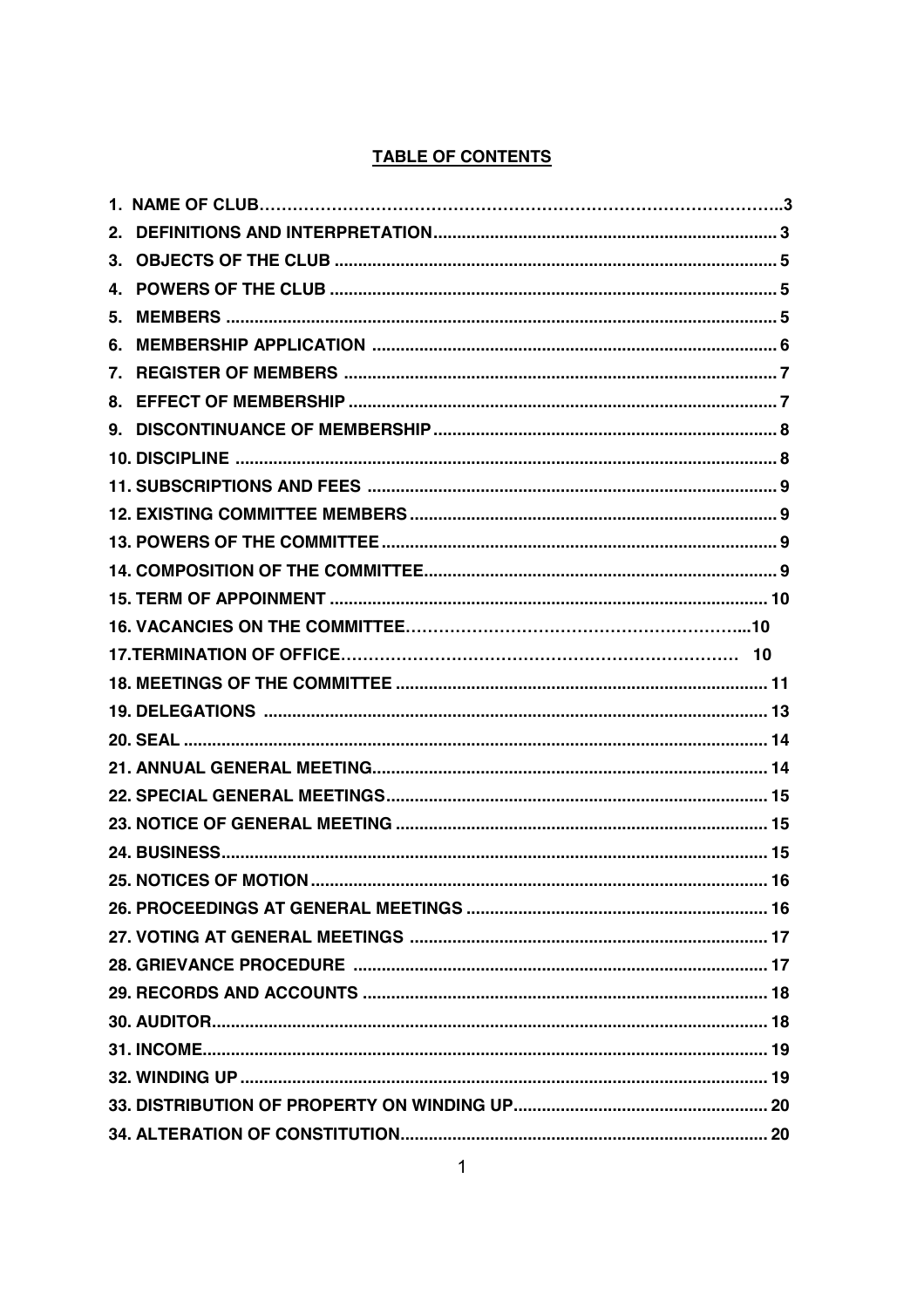## TABLE OF CONTENTS

| | |
|---|---|
| 1. NAME OF CLUB | 3 |
| 2. DEFINITIONS AND INTERPRETATION | 3 |
| 3. OBJECTS OF THE CLUB | 5 |
| 4. POWERS OF THE CLUB | 5 |
| 5. MEMBERS | 5 |
| 6. MEMBERSHIP APPLICATION | 6 |
| 7. REGISTER OF MEMBERS | 7 |
| 8. EFFECT OF MEMBERSHIP | 7 |
| 9. DISCONTINUANCE OF MEMBERSHIP | 8 |
| 10. DISCIPLINE | 8 |
| 11. SUBSCRIPTIONS AND FEES | 9 |
| 12. EXISTING COMMITTEE MEMBERS | 9 |
| 13. POWERS OF THE COMMITTEE | 9 |
| 14. COMPOSITION OF THE COMMITTEE | 9 |
| 15. TERM OF APPOINMENT | 10 |
| 16. VACANCIES ON THE COMMITTEE | 10 |
| 17. TERMINATION OF OFFICE | 10 |
| 18. MEETINGS OF THE COMMITTEE | 11 |
| 19. DELEGATIONS | 13 |
| 20. SEAL | 14 |
| 21. ANNUAL GENERAL MEETING | 14 |
| 22. SPECIAL GENERAL MEETINGS | 15 |
| 23. NOTICE OF GENERAL MEETING | 15 |
| 24. BUSINESS | 15 |
| 25. NOTICES OF MOTION | 16 |
| 26. PROCEEDINGS AT GENERAL MEETINGS | 16 |
| 27. VOTING AT GENERAL MEETINGS | 17 |
| 28. GRIEVANCE PROCEDURE | 17 |
| 29. RECORDS AND ACCOUNTS | 18 |
| 30. AUDITOR | 18 |
| 31. INCOME | 19 |
| 32. WINDING UP | 19 |
| 33. DISTRIBUTION OF PROPERTY ON WINDING UP | 20 |
| 34. ALTERATION OF CONSTITUTION | 20 |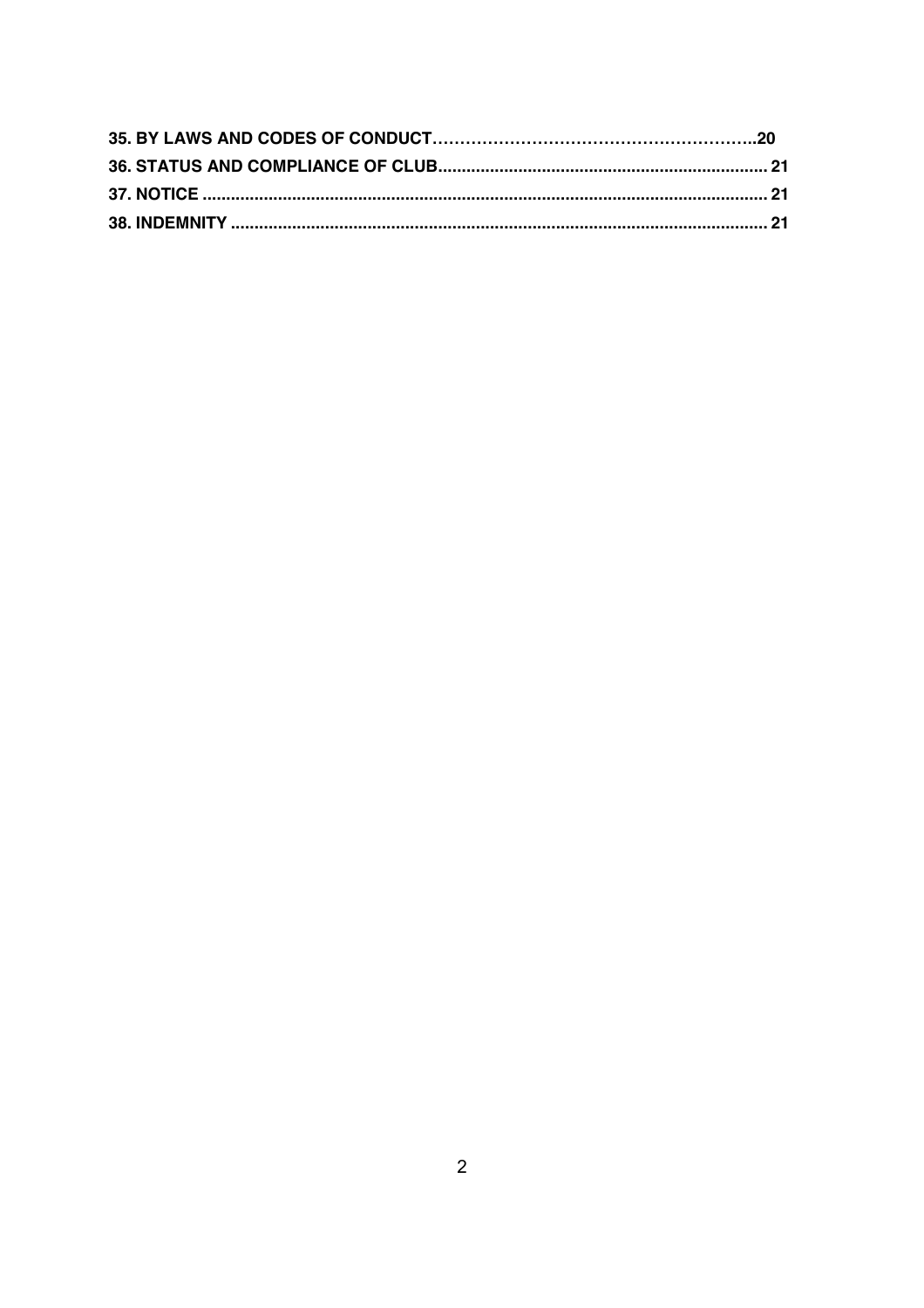**35. BY LAWS AND CODES OF CONDUCT………………………………………………..20**

**36. STATUS AND COMPLIANCE OF CLUB...................................................................... 21**

**37. NOTICE ...................................................................................................................... 21**

**38. INDEMNITY ................................................................................................................. 21**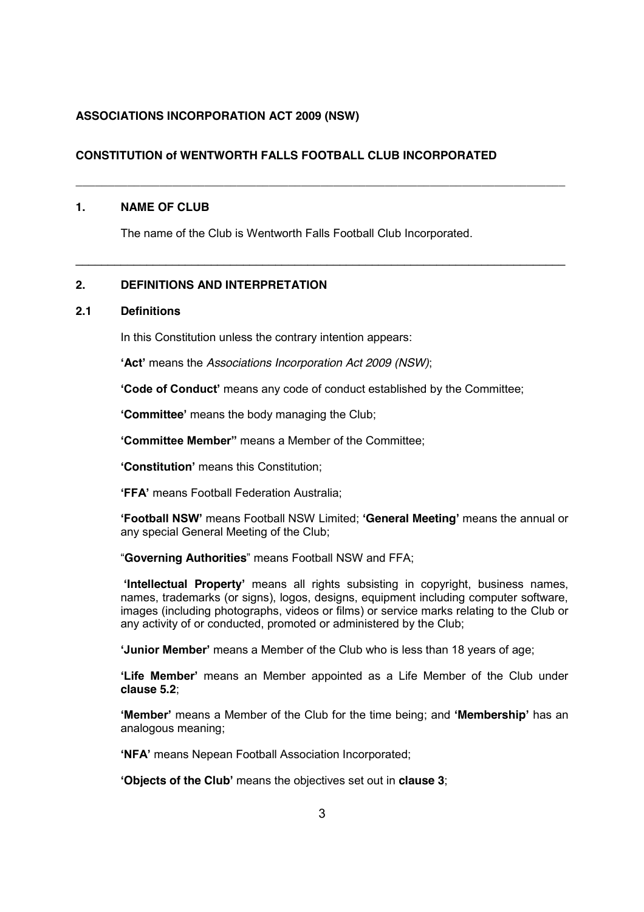**ASSOCIATIONS INCORPORATION ACT 2009 (NSW)**

**CONSTITUTION of WENTWORTH FALLS FOOTBALL CLUB INCORPORATED**

---

## 1. NAME OF CLUB

The name of the Club is Wentworth Falls Football Club Incorporated.

---

## 2. DEFINITIONS AND INTERPRETATION

### 2.1 Definitions

In this Constitution unless the contrary intention appears:

**'Act'** means the *Associations Incorporation Act 2009 (NSW)*;

**'Code of Conduct'** means any code of conduct established by the Committee;

**'Committee'** means the body managing the Club;

**'Committee Member"** means a Member of the Committee;

**'Constitution'** means this Constitution;

**'FFA'** means Football Federation Australia;

**'Football NSW'** means Football NSW Limited; **'General Meeting'** means the annual or any special General Meeting of the Club;

"**Governing Authorities**" means Football NSW and FFA;

**'Intellectual Property'** means all rights subsisting in copyright, business names, names, trademarks (or signs), logos, designs, equipment including computer software, images (including photographs, videos or films) or service marks relating to the Club or any activity of or conducted, promoted or administered by the Club;

**'Junior Member'** means a Member of the Club who is less than 18 years of age;

**'Life Member'** means an Member appointed as a Life Member of the Club under **clause 5.2**;

**'Member'** means a Member of the Club for the time being; and **'Membership'** has an analogous meaning;

**'NFA'** means Nepean Football Association Incorporated;

**'Objects of the Club'** means the objectives set out in **clause 3**;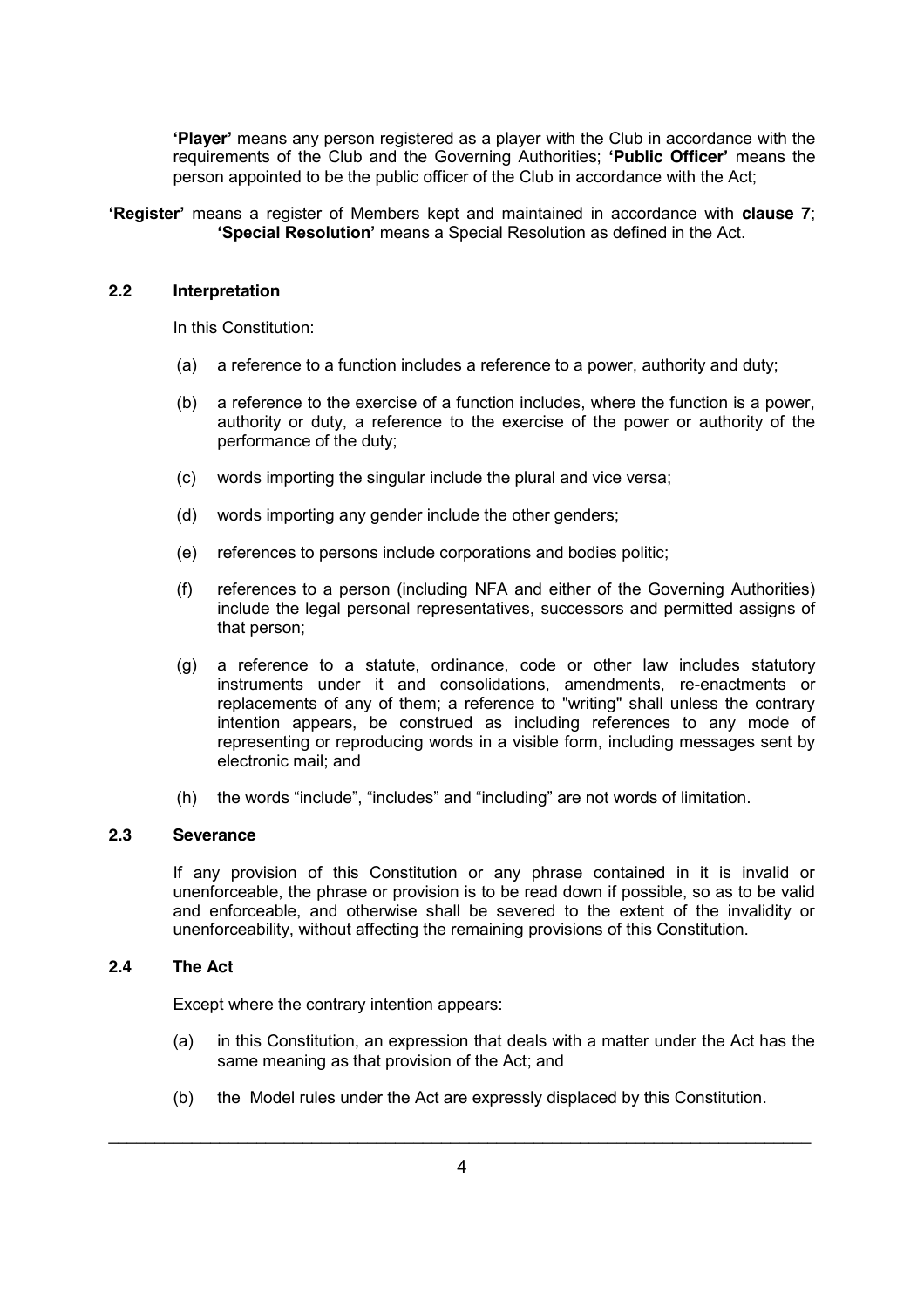**'Player'** means any person registered as a player with the Club in accordance with the requirements of the Club and the Governing Authorities; **'Public Officer'** means the person appointed to be the public officer of the Club in accordance with the Act;

**'Register'** means a register of Members kept and maintained in accordance with **clause 7**; **'Special Resolution'** means a Special Resolution as defined in the Act.

### 2.2 Interpretation

In this Constitution:

(a) a reference to a function includes a reference to a power, authority and duty;

(b) a reference to the exercise of a function includes, where the function is a power, authority or duty, a reference to the exercise of the power or authority of the performance of the duty;

(c) words importing the singular include the plural and vice versa;

(d) words importing any gender include the other genders;

(e) references to persons include corporations and bodies politic;

(f) references to a person (including NFA and either of the Governing Authorities) include the legal personal representatives, successors and permitted assigns of that person;

(g) a reference to a statute, ordinance, code or other law includes statutory instruments under it and consolidations, amendments, re-enactments or replacements of any of them; a reference to "writing" shall unless the contrary intention appears, be construed as including references to any mode of representing or reproducing words in a visible form, including messages sent by electronic mail; and

(h) the words "include", "includes" and "including" are not words of limitation.

### 2.3 Severance

If any provision of this Constitution or any phrase contained in it is invalid or unenforceable, the phrase or provision is to be read down if possible, so as to be valid and enforceable, and otherwise shall be severed to the extent of the invalidity or unenforceability, without affecting the remaining provisions of this Constitution.

### 2.4 The Act

Except where the contrary intention appears:

(a) in this Constitution, an expression that deals with a matter under the Act has the same meaning as that provision of the Act; and

(b) the Model rules under the Act are expressly displaced by this Constitution.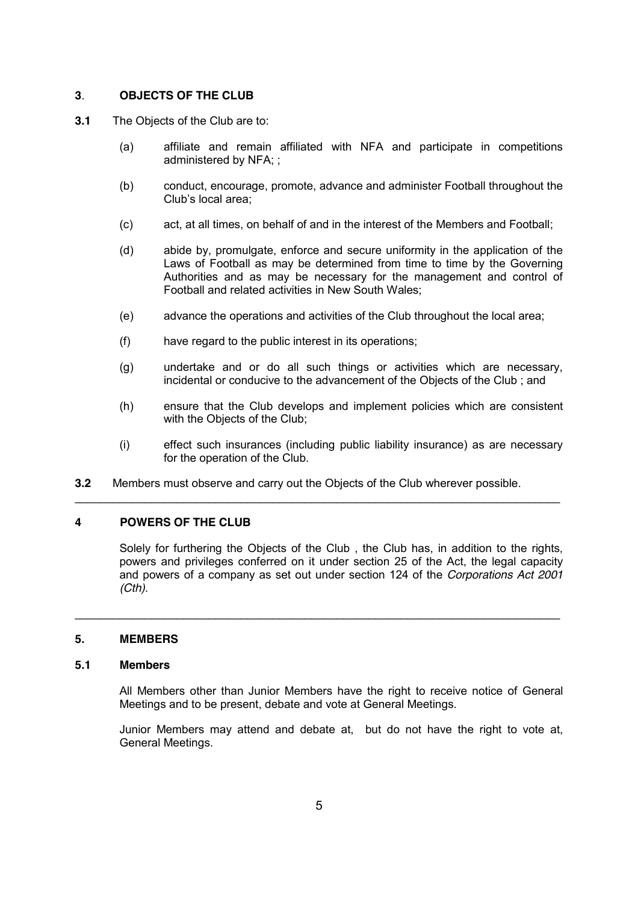## **3**. **OBJECTS OF THE CLUB**

**3.1** The Objects of the Club are to:

(a) affiliate and remain affiliated with NFA and participate in competitions administered by NFA; ;

(b) conduct, encourage, promote, advance and administer Football throughout the Club's local area;

(c) act, at all times, on behalf of and in the interest of the Members and Football;

(d) abide by, promulgate, enforce and secure uniformity in the application of the Laws of Football as may be determined from time to time by the Governing Authorities and as may be necessary for the management and control of Football and related activities in New South Wales;

(e) advance the operations and activities of the Club throughout the local area;

(f) have regard to the public interest in its operations;

(g) undertake and or do all such things or activities which are necessary, incidental or conducive to the advancement of the Objects of the Club ; and

(h) ensure that the Club develops and implement policies which are consistent with the Objects of the Club;

(i) effect such insurances (including public liability insurance) as are necessary for the operation of the Club.

**3.2** Members must observe and carry out the Objects of the Club wherever possible.

---

## **4** **POWERS OF THE CLUB**

Solely for furthering the Objects of the Club , the Club has, in addition to the rights, powers and privileges conferred on it under section 25 of the Act, the legal capacity and powers of a company as set out under section 124 of the *Corporations Act 2001 (Cth)*.

---

## **5.** **MEMBERS**

### **5.1** **Members**

All Members other than Junior Members have the right to receive notice of General Meetings and to be present, debate and vote at General Meetings.

Junior Members may attend and debate at, but do not have the right to vote at, General Meetings.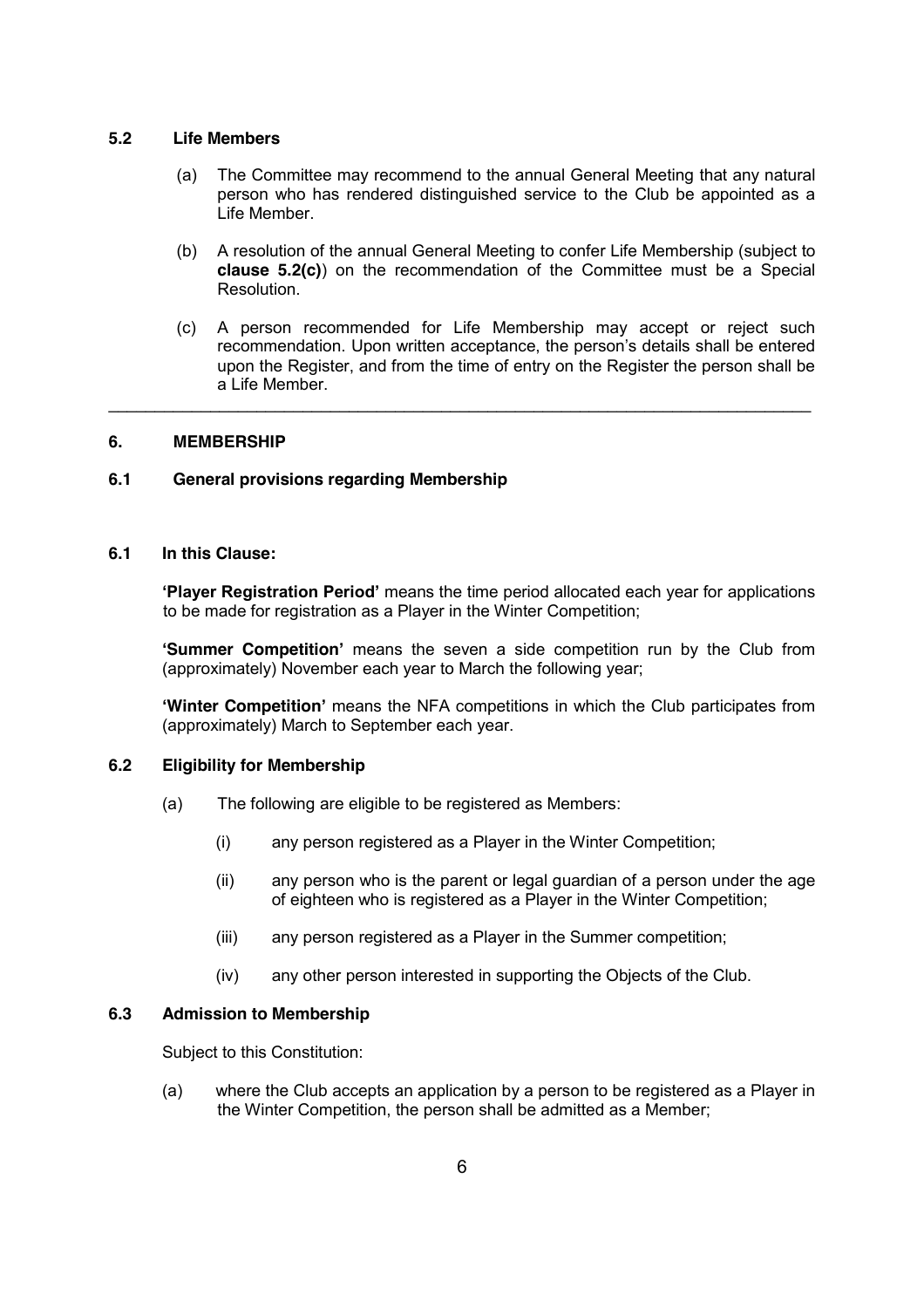### 5.2 Life Members

(a) The Committee may recommend to the annual General Meeting that any natural person who has rendered distinguished service to the Club be appointed as a Life Member.

(b) A resolution of the annual General Meeting to confer Life Membership (subject to **clause 5.2(c)**) on the recommendation of the Committee must be a Special Resolution.

(c) A person recommended for Life Membership may accept or reject such recommendation. Upon written acceptance, the person's details shall be entered upon the Register, and from the time of entry on the Register the person shall be a Life Member.

---

## 6. MEMBERSHIP

### 6.1 General provisions regarding Membership

### 6.1 In this Clause:

**'Player Registration Period'** means the time period allocated each year for applications to be made for registration as a Player in the Winter Competition;

**'Summer Competition'** means the seven a side competition run by the Club from (approximately) November each year to March the following year;

**'Winter Competition'** means the NFA competitions in which the Club participates from (approximately) March to September each year.

### 6.2 Eligibility for Membership

(a) The following are eligible to be registered as Members:

(i) any person registered as a Player in the Winter Competition;

(ii) any person who is the parent or legal guardian of a person under the age of eighteen who is registered as a Player in the Winter Competition;

(iii) any person registered as a Player in the Summer competition;

(iv) any other person interested in supporting the Objects of the Club.

### 6.3 Admission to Membership

Subject to this Constitution:

(a) where the Club accepts an application by a person to be registered as a Player in the Winter Competition, the person shall be admitted as a Member;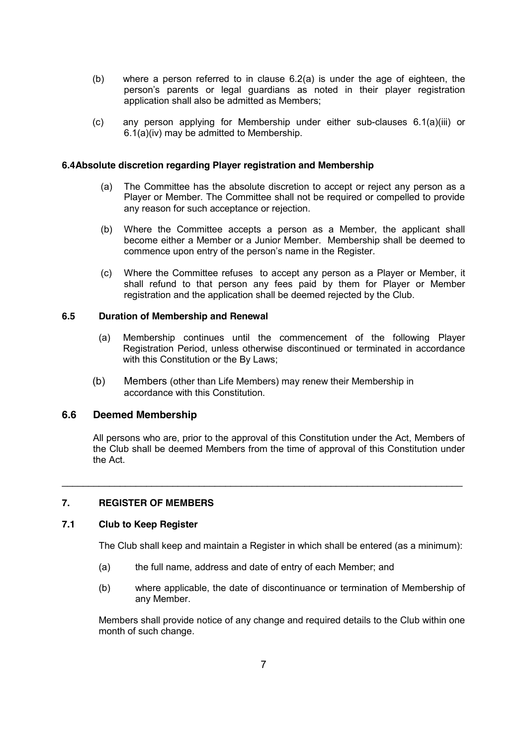(b) where a person referred to in clause 6.2(a) is under the age of eighteen, the person's parents or legal guardians as noted in their player registration application shall also be admitted as Members;

(c) any person applying for Membership under either sub-clauses 6.1(a)(iii) or 6.1(a)(iv) may be admitted to Membership.

**6.4 Absolute discretion regarding Player registration and Membership**

(a) The Committee has the absolute discretion to accept or reject any person as a Player or Member. The Committee shall not be required or compelled to provide any reason for such acceptance or rejection.

(b) Where the Committee accepts a person as a Member, the applicant shall become either a Member or a Junior Member. Membership shall be deemed to commence upon entry of the person's name in the Register.

(c) Where the Committee refuses to accept any person as a Player or Member, it shall refund to that person any fees paid by them for Player or Member registration and the application shall be deemed rejected by the Club.

**6.5 Duration of Membership and Renewal**

(a) Membership continues until the commencement of the following Player Registration Period, unless otherwise discontinued or terminated in accordance with this Constitution or the By Laws;

(b) Members (other than Life Members) may renew their Membership in accordance with this Constitution.

## 6.6 Deemed Membership

All persons who are, prior to the approval of this Constitution under the Act, Members of the Club shall be deemed Members from the time of approval of this Constitution under the Act.

---

**7. REGISTER OF MEMBERS**

**7.1 Club to Keep Register**

The Club shall keep and maintain a Register in which shall be entered (as a minimum):

(a) the full name, address and date of entry of each Member; and

(b) where applicable, the date of discontinuance or termination of Membership of any Member.

Members shall provide notice of any change and required details to the Club within one month of such change.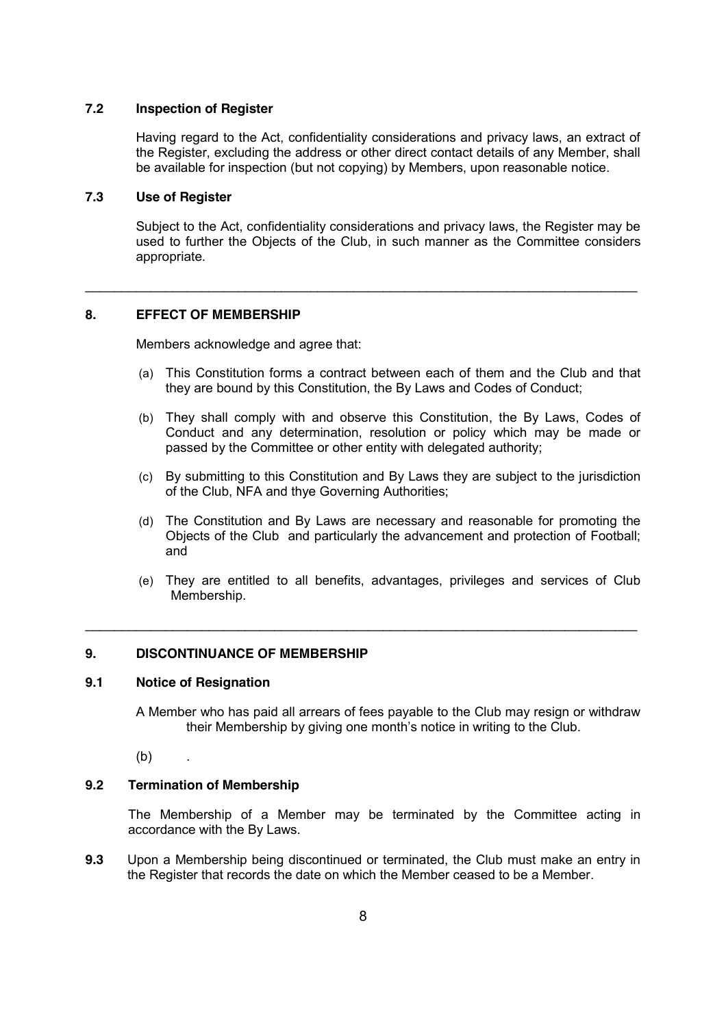### 7.2 Inspection of Register

Having regard to the Act, confidentiality considerations and privacy laws, an extract of the Register, excluding the address or other direct contact details of any Member, shall be available for inspection (but not copying) by Members, upon reasonable notice.

### 7.3 Use of Register

Subject to the Act, confidentiality considerations and privacy laws, the Register may be used to further the Objects of the Club, in such manner as the Committee considers appropriate.

---

## 8. EFFECT OF MEMBERSHIP

Members acknowledge and agree that:

(a) This Constitution forms a contract between each of them and the Club and that they are bound by this Constitution, the By Laws and Codes of Conduct;

(b) They shall comply with and observe this Constitution, the By Laws, Codes of Conduct and any determination, resolution or policy which may be made or passed by the Committee or other entity with delegated authority;

(c) By submitting to this Constitution and By Laws they are subject to the jurisdiction of the Club, NFA and thye Governing Authorities;

(d) The Constitution and By Laws are necessary and reasonable for promoting the Objects of the Club and particularly the advancement and protection of Football; and

(e) They are entitled to all benefits, advantages, privileges and services of Club Membership.

---

## 9. DISCONTINUANCE OF MEMBERSHIP

### 9.1 Notice of Resignation

A Member who has paid all arrears of fees payable to the Club may resign or withdraw their Membership by giving one month's notice in writing to the Club.

(b) .

### 9.2 Termination of Membership

The Membership of a Member may be terminated by the Committee acting in accordance with the By Laws.

**9.3** Upon a Membership being discontinued or terminated, the Club must make an entry in the Register that records the date on which the Member ceased to be a Member.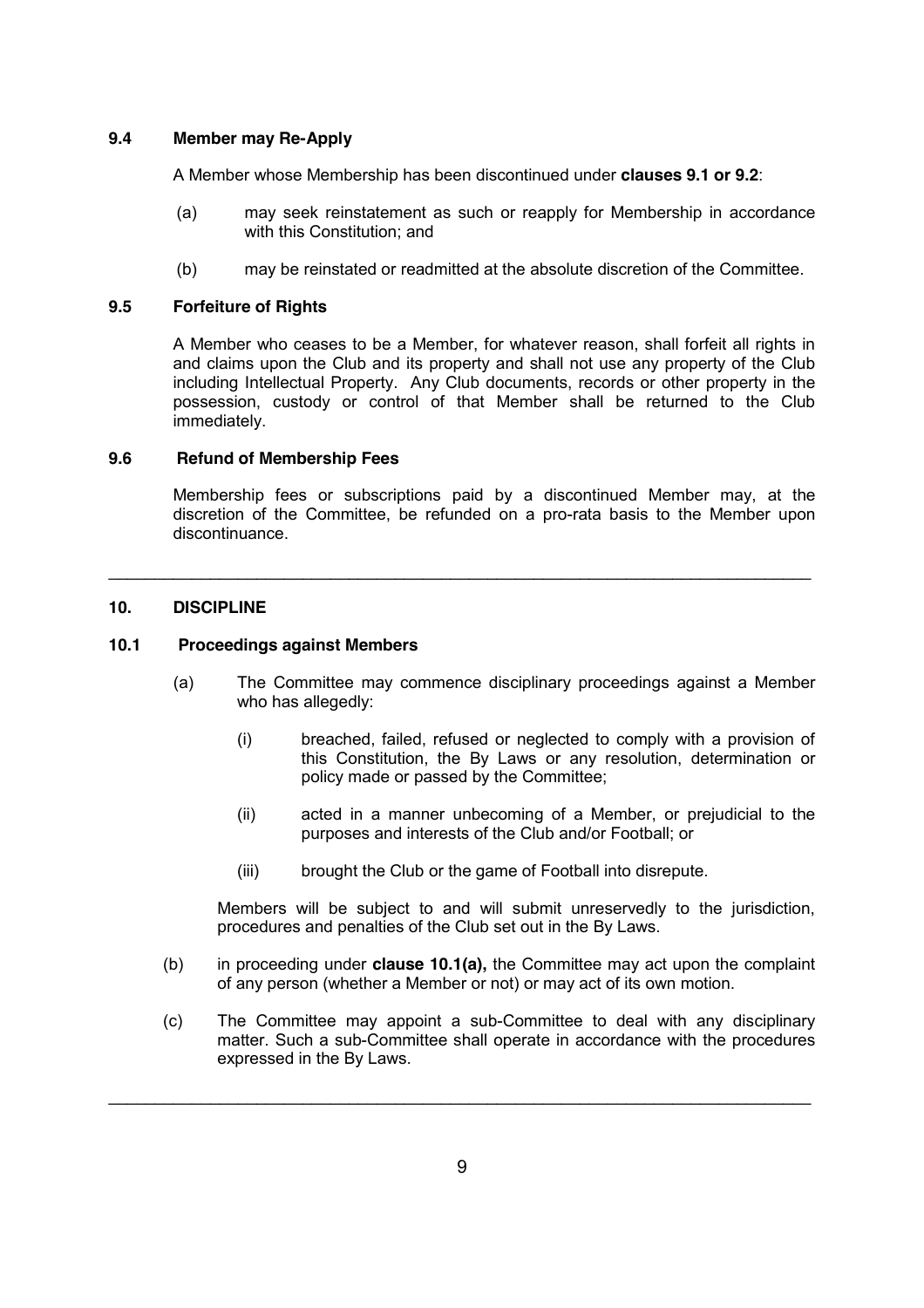### 9.4 Member may Re-Apply

A Member whose Membership has been discontinued under **clauses 9.1 or 9.2**:

(a) may seek reinstatement as such or reapply for Membership in accordance with this Constitution; and

(b) may be reinstated or readmitted at the absolute discretion of the Committee.

### 9.5 Forfeiture of Rights

A Member who ceases to be a Member, for whatever reason, shall forfeit all rights in and claims upon the Club and its property and shall not use any property of the Club including Intellectual Property. Any Club documents, records or other property in the possession, custody or control of that Member shall be returned to the Club immediately.

### 9.6 Refund of Membership Fees

Membership fees or subscriptions paid by a discontinued Member may, at the discretion of the Committee, be refunded on a pro-rata basis to the Member upon discontinuance.

---

## 10. DISCIPLINE

### 10.1 Proceedings against Members

(a) The Committee may commence disciplinary proceedings against a Member who has allegedly:

(i) breached, failed, refused or neglected to comply with a provision of this Constitution, the By Laws or any resolution, determination or policy made or passed by the Committee;

(ii) acted in a manner unbecoming of a Member, or prejudicial to the purposes and interests of the Club and/or Football; or

(iii) brought the Club or the game of Football into disrepute.

Members will be subject to and will submit unreservedly to the jurisdiction, procedures and penalties of the Club set out in the By Laws.

(b) in proceeding under **clause 10.1(a),** the Committee may act upon the complaint of any person (whether a Member or not) or may act of its own motion.

(c) The Committee may appoint a sub-Committee to deal with any disciplinary matter. Such a sub-Committee shall operate in accordance with the procedures expressed in the By Laws.

---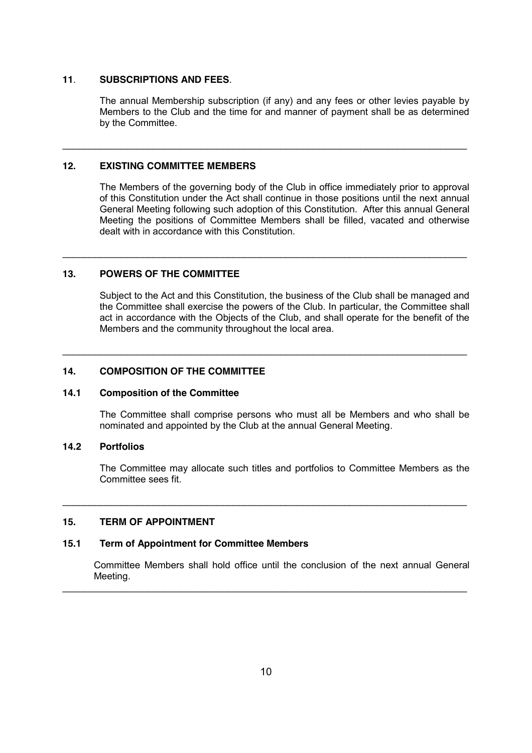## 11. SUBSCRIPTIONS AND FEES.

The annual Membership subscription (if any) and any fees or other levies payable by Members to the Club and the time for and manner of payment shall be as determined by the Committee.

---

## 12. EXISTING COMMITTEE MEMBERS

The Members of the governing body of the Club in office immediately prior to approval of this Constitution under the Act shall continue in those positions until the next annual General Meeting following such adoption of this Constitution. After this annual General Meeting the positions of Committee Members shall be filled, vacated and otherwise dealt with in accordance with this Constitution.

---

## 13. POWERS OF THE COMMITTEE

Subject to the Act and this Constitution, the business of the Club shall be managed and the Committee shall exercise the powers of the Club. In particular, the Committee shall act in accordance with the Objects of the Club, and shall operate for the benefit of the Members and the community throughout the local area.

---

## 14. COMPOSITION OF THE COMMITTEE

### 14.1 Composition of the Committee

The Committee shall comprise persons who must all be Members and who shall be nominated and appointed by the Club at the annual General Meeting.

### 14.2 Portfolios

The Committee may allocate such titles and portfolios to Committee Members as the Committee sees fit.

---

## 15. TERM OF APPOINTMENT

### 15.1 Term of Appointment for Committee Members

Committee Members shall hold office until the conclusion of the next annual General Meeting.

---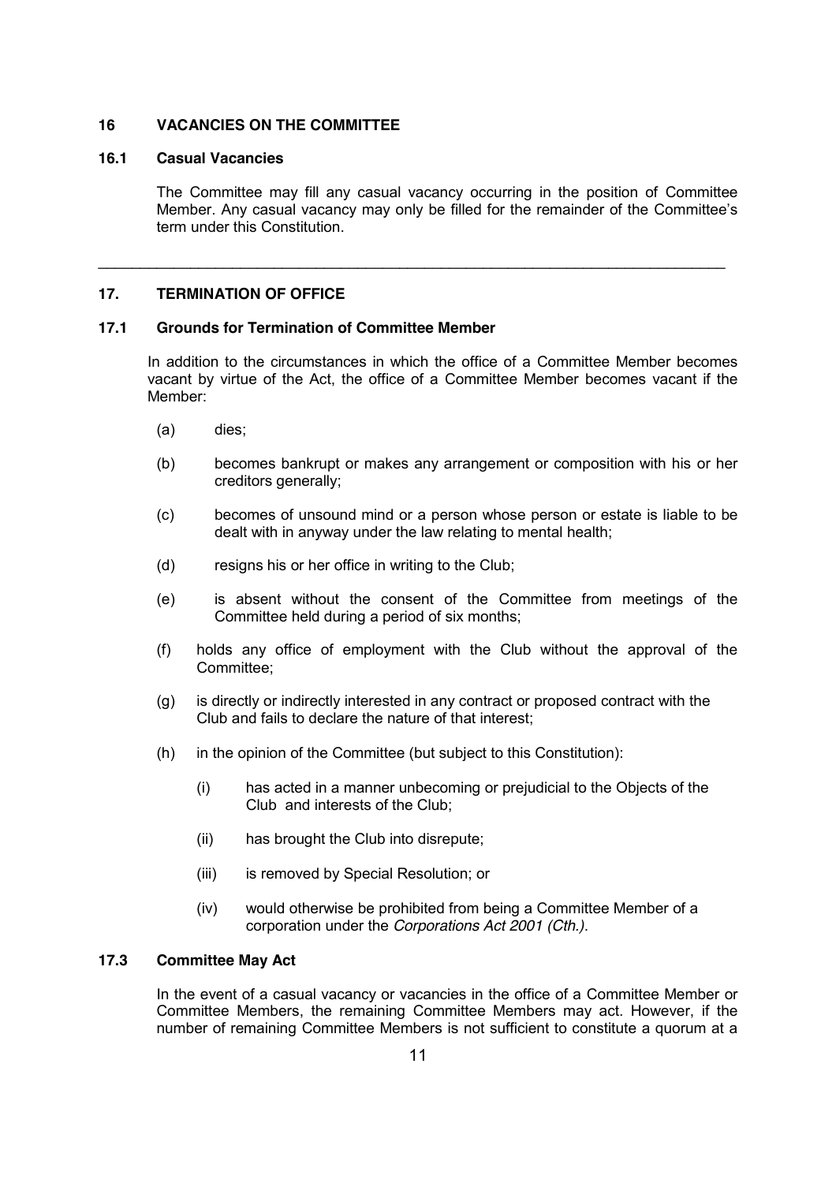## 16 VACANCIES ON THE COMMITTEE

### 16.1 Casual Vacancies

The Committee may fill any casual vacancy occurring in the position of Committee Member. Any casual vacancy may only be filled for the remainder of the Committee's term under this Constitution.

---

## 17. TERMINATION OF OFFICE

### 17.1 Grounds for Termination of Committee Member

In addition to the circumstances in which the office of a Committee Member becomes vacant by virtue of the Act, the office of a Committee Member becomes vacant if the Member:

(a) dies;

(b) becomes bankrupt or makes any arrangement or composition with his or her creditors generally;

(c) becomes of unsound mind or a person whose person or estate is liable to be dealt with in anyway under the law relating to mental health;

(d) resigns his or her office in writing to the Club;

(e) is absent without the consent of the Committee from meetings of the Committee held during a period of six months;

(f) holds any office of employment with the Club without the approval of the Committee;

(g) is directly or indirectly interested in any contract or proposed contract with the Club and fails to declare the nature of that interest;

(h) in the opinion of the Committee (but subject to this Constitution):

  (i) has acted in a manner unbecoming or prejudicial to the Objects of the Club and interests of the Club;

  (ii) has brought the Club into disrepute;

  (iii) is removed by Special Resolution; or

  (iv) would otherwise be prohibited from being a Committee Member of a corporation under the *Corporations Act 2001 (Cth.)*.

### 17.3 Committee May Act

In the event of a casual vacancy or vacancies in the office of a Committee Member or Committee Members, the remaining Committee Members may act. However, if the number of remaining Committee Members is not sufficient to constitute a quorum at a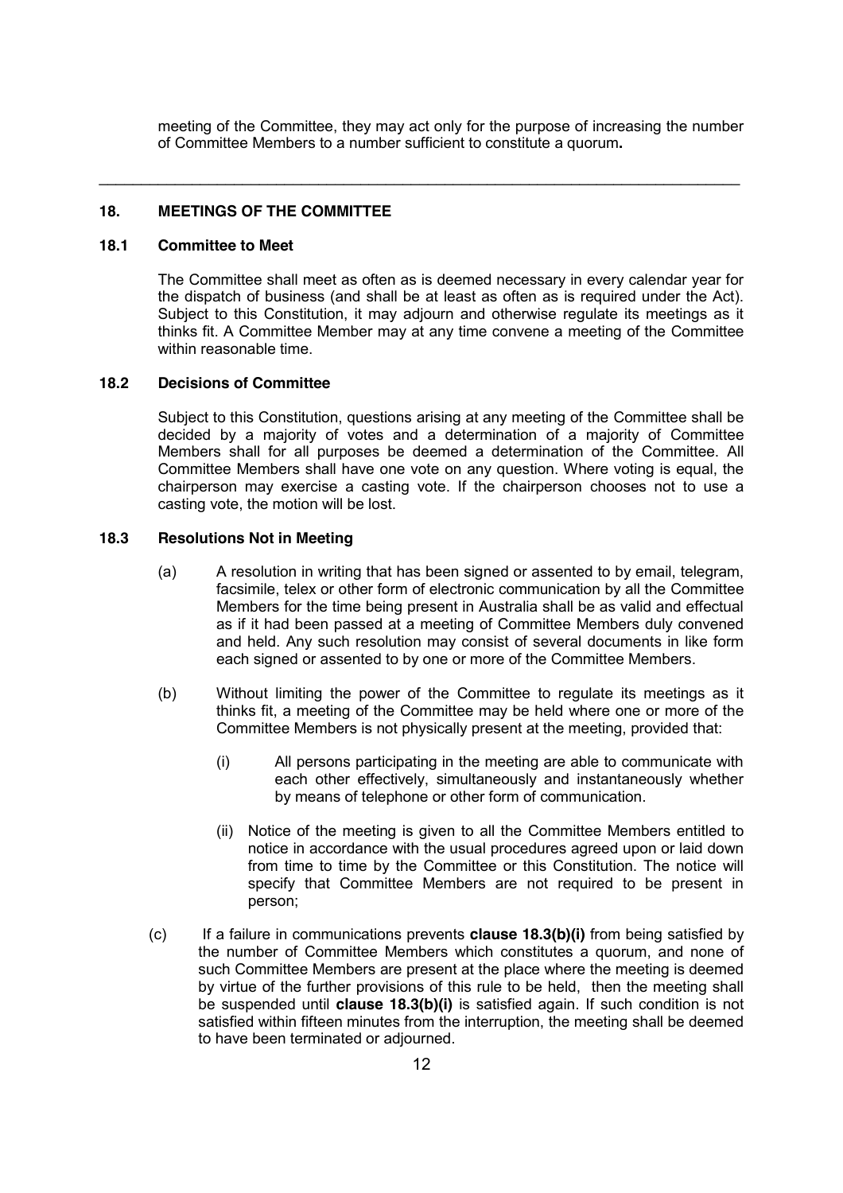meeting of the Committee, they may act only for the purpose of increasing the number of Committee Members to a number sufficient to constitute a quorum**.**

---

## 18. MEETINGS OF THE COMMITTEE

### 18.1 Committee to Meet

The Committee shall meet as often as is deemed necessary in every calendar year for the dispatch of business (and shall be at least as often as is required under the Act). Subject to this Constitution, it may adjourn and otherwise regulate its meetings as it thinks fit. A Committee Member may at any time convene a meeting of the Committee within reasonable time.

### 18.2 Decisions of Committee

Subject to this Constitution, questions arising at any meeting of the Committee shall be decided by a majority of votes and a determination of a majority of Committee Members shall for all purposes be deemed a determination of the Committee. All Committee Members shall have one vote on any question. Where voting is equal, the chairperson may exercise a casting vote. If the chairperson chooses not to use a casting vote, the motion will be lost.

### 18.3 Resolutions Not in Meeting

(a) A resolution in writing that has been signed or assented to by email, telegram, facsimile, telex or other form of electronic communication by all the Committee Members for the time being present in Australia shall be as valid and effectual as if it had been passed at a meeting of Committee Members duly convened and held. Any such resolution may consist of several documents in like form each signed or assented to by one or more of the Committee Members.

(b) Without limiting the power of the Committee to regulate its meetings as it thinks fit, a meeting of the Committee may be held where one or more of the Committee Members is not physically present at the meeting, provided that:

(i) All persons participating in the meeting are able to communicate with each other effectively, simultaneously and instantaneously whether by means of telephone or other form of communication.

(ii) Notice of the meeting is given to all the Committee Members entitled to notice in accordance with the usual procedures agreed upon or laid down from time to time by the Committee or this Constitution. The notice will specify that Committee Members are not required to be present in person;

(c) If a failure in communications prevents **clause 18.3(b)(i)** from being satisfied by the number of Committee Members which constitutes a quorum, and none of such Committee Members are present at the place where the meeting is deemed by virtue of the further provisions of this rule to be held, then the meeting shall be suspended until **clause 18.3(b)(i)** is satisfied again. If such condition is not satisfied within fifteen minutes from the interruption, the meeting shall be deemed to have been terminated or adjourned.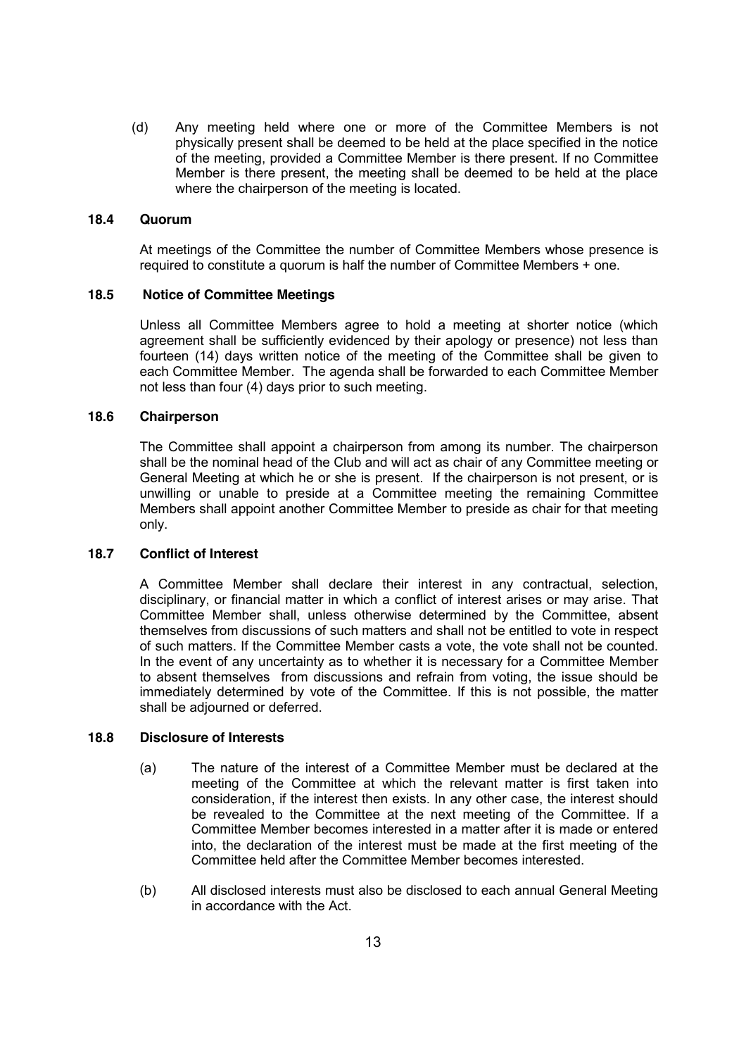(d) Any meeting held where one or more of the Committee Members is not physically present shall be deemed to be held at the place specified in the notice of the meeting, provided a Committee Member is there present. If no Committee Member is there present, the meeting shall be deemed to be held at the place where the chairperson of the meeting is located.

### 18.4 Quorum

At meetings of the Committee the number of Committee Members whose presence is required to constitute a quorum is half the number of Committee Members + one.

### 18.5 Notice of Committee Meetings

Unless all Committee Members agree to hold a meeting at shorter notice (which agreement shall be sufficiently evidenced by their apology or presence) not less than fourteen (14) days written notice of the meeting of the Committee shall be given to each Committee Member. The agenda shall be forwarded to each Committee Member not less than four (4) days prior to such meeting.

### 18.6 Chairperson

The Committee shall appoint a chairperson from among its number. The chairperson shall be the nominal head of the Club and will act as chair of any Committee meeting or General Meeting at which he or she is present. If the chairperson is not present, or is unwilling or unable to preside at a Committee meeting the remaining Committee Members shall appoint another Committee Member to preside as chair for that meeting only.

### 18.7 Conflict of Interest

A Committee Member shall declare their interest in any contractual, selection, disciplinary, or financial matter in which a conflict of interest arises or may arise. That Committee Member shall, unless otherwise determined by the Committee, absent themselves from discussions of such matters and shall not be entitled to vote in respect of such matters. If the Committee Member casts a vote, the vote shall not be counted. In the event of any uncertainty as to whether it is necessary for a Committee Member to absent themselves from discussions and refrain from voting, the issue should be immediately determined by vote of the Committee. If this is not possible, the matter shall be adjourned or deferred.

### 18.8 Disclosure of Interests

(a) The nature of the interest of a Committee Member must be declared at the meeting of the Committee at which the relevant matter is first taken into consideration, if the interest then exists. In any other case, the interest should be revealed to the Committee at the next meeting of the Committee. If a Committee Member becomes interested in a matter after it is made or entered into, the declaration of the interest must be made at the first meeting of the Committee held after the Committee Member becomes interested.

(b) All disclosed interests must also be disclosed to each annual General Meeting in accordance with the Act.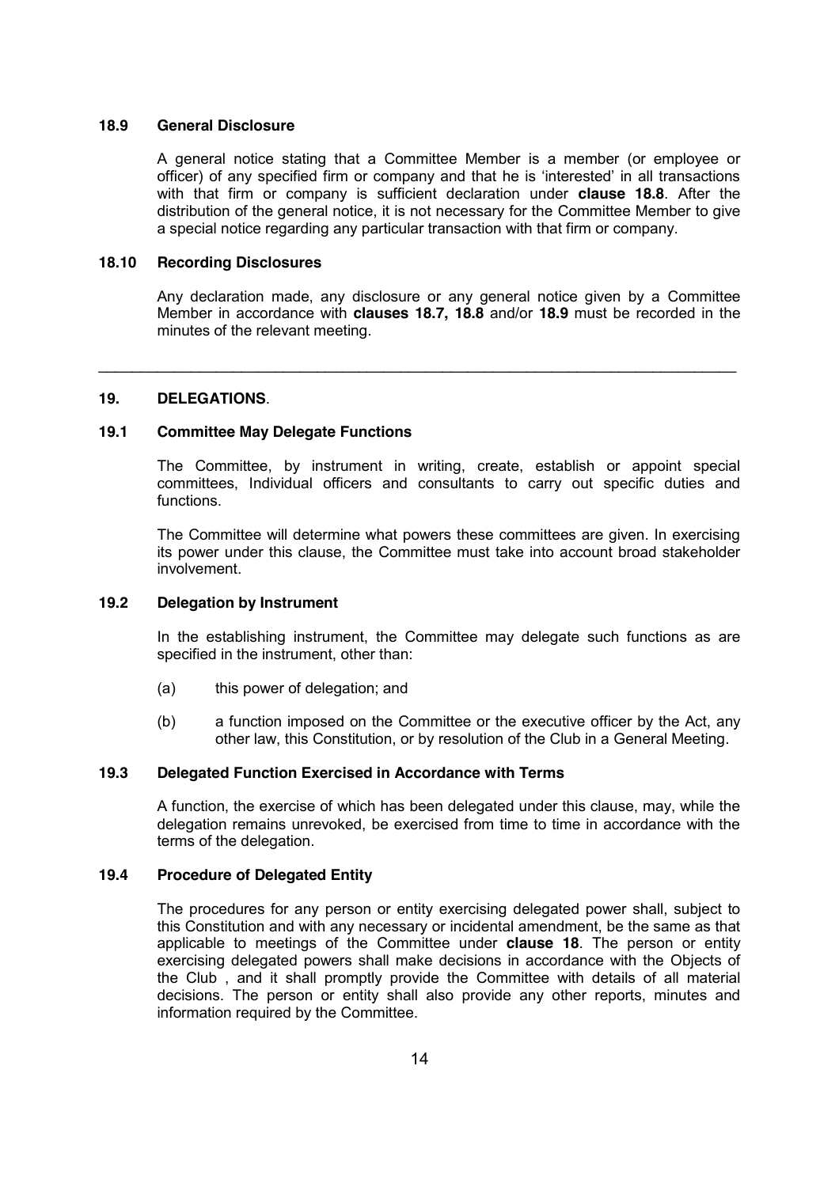### 18.9 General Disclosure

A general notice stating that a Committee Member is a member (or employee or officer) of any specified firm or company and that he is 'interested' in all transactions with that firm or company is sufficient declaration under **clause 18.8**. After the distribution of the general notice, it is not necessary for the Committee Member to give a special notice regarding any particular transaction with that firm or company.

### 18.10 Recording Disclosures

Any declaration made, any disclosure or any general notice given by a Committee Member in accordance with **clauses 18.7, 18.8** and/or **18.9** must be recorded in the minutes of the relevant meeting.

---

## 19. DELEGATIONS.

### 19.1 Committee May Delegate Functions

The Committee, by instrument in writing, create, establish or appoint special committees, Individual officers and consultants to carry out specific duties and functions.

The Committee will determine what powers these committees are given. In exercising its power under this clause, the Committee must take into account broad stakeholder involvement.

### 19.2 Delegation by Instrument

In the establishing instrument, the Committee may delegate such functions as are specified in the instrument, other than:

(a) this power of delegation; and

(b) a function imposed on the Committee or the executive officer by the Act, any other law, this Constitution, or by resolution of the Club in a General Meeting.

### 19.3 Delegated Function Exercised in Accordance with Terms

A function, the exercise of which has been delegated under this clause, may, while the delegation remains unrevoked, be exercised from time to time in accordance with the terms of the delegation.

### 19.4 Procedure of Delegated Entity

The procedures for any person or entity exercising delegated power shall, subject to this Constitution and with any necessary or incidental amendment, be the same as that applicable to meetings of the Committee under **clause 18**. The person or entity exercising delegated powers shall make decisions in accordance with the Objects of the Club , and it shall promptly provide the Committee with details of all material decisions. The person or entity shall also provide any other reports, minutes and information required by the Committee.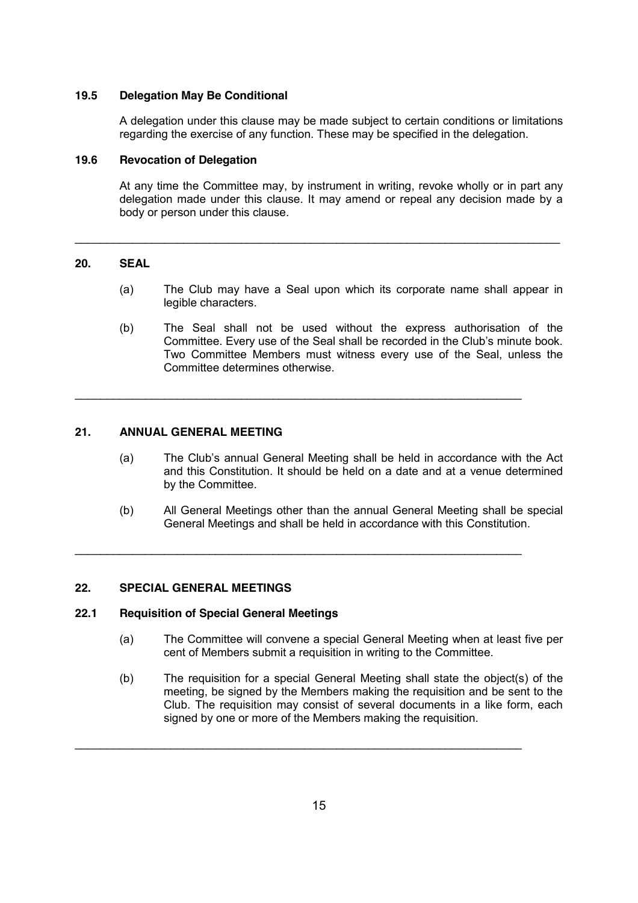### 19.5 Delegation May Be Conditional

A delegation under this clause may be made subject to certain conditions or limitations regarding the exercise of any function. These may be specified in the delegation.

### 19.6 Revocation of Delegation

At any time the Committee may, by instrument in writing, revoke wholly or in part any delegation made under this clause. It may amend or repeal any decision made by a body or person under this clause.

---

## 20. SEAL

(a) The Club may have a Seal upon which its corporate name shall appear in legible characters.

(b) The Seal shall not be used without the express authorisation of the Committee. Every use of the Seal shall be recorded in the Club's minute book. Two Committee Members must witness every use of the Seal, unless the Committee determines otherwise.

---

## 21. ANNUAL GENERAL MEETING

(a) The Club's annual General Meeting shall be held in accordance with the Act and this Constitution. It should be held on a date and at a venue determined by the Committee.

(b) All General Meetings other than the annual General Meeting shall be special General Meetings and shall be held in accordance with this Constitution.

---

## 22. SPECIAL GENERAL MEETINGS

### 22.1 Requisition of Special General Meetings

(a) The Committee will convene a special General Meeting when at least five per cent of Members submit a requisition in writing to the Committee.

(b) The requisition for a special General Meeting shall state the object(s) of the meeting, be signed by the Members making the requisition and be sent to the Club. The requisition may consist of several documents in a like form, each signed by one or more of the Members making the requisition.

---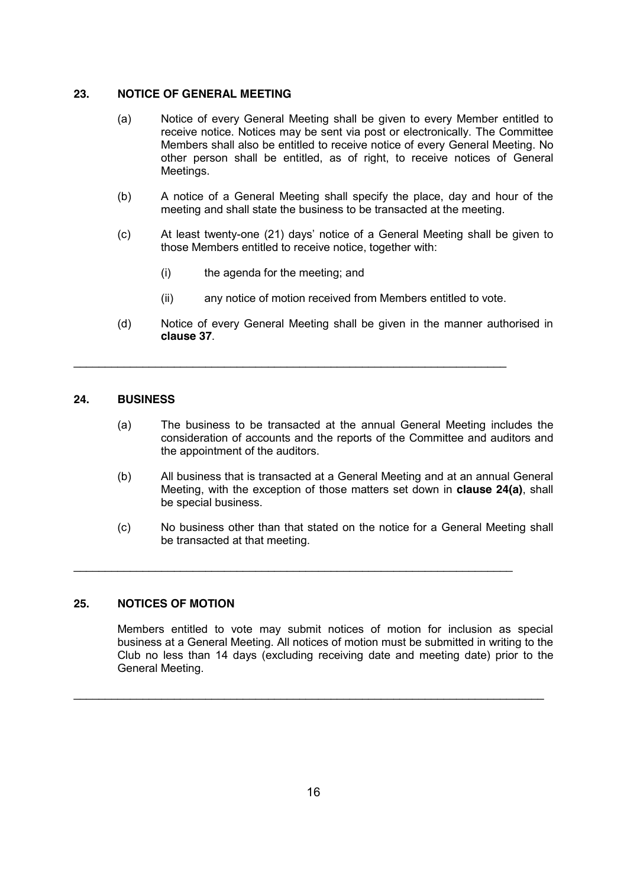## 23. NOTICE OF GENERAL MEETING

(a) Notice of every General Meeting shall be given to every Member entitled to receive notice. Notices may be sent via post or electronically. The Committee Members shall also be entitled to receive notice of every General Meeting. No other person shall be entitled, as of right, to receive notices of General Meetings.

(b) A notice of a General Meeting shall specify the place, day and hour of the meeting and shall state the business to be transacted at the meeting.

(c) At least twenty-one (21) days' notice of a General Meeting shall be given to those Members entitled to receive notice, together with:

(i) the agenda for the meeting; and

(ii) any notice of motion received from Members entitled to vote.

(d) Notice of every General Meeting shall be given in the manner authorised in **clause 37**.

---

## 24. BUSINESS

(a) The business to be transacted at the annual General Meeting includes the consideration of accounts and the reports of the Committee and auditors and the appointment of the auditors.

(b) All business that is transacted at a General Meeting and at an annual General Meeting, with the exception of those matters set down in **clause 24(a)**, shall be special business.

(c) No business other than that stated on the notice for a General Meeting shall be transacted at that meeting.

---

## 25. NOTICES OF MOTION

Members entitled to vote may submit notices of motion for inclusion as special business at a General Meeting. All notices of motion must be submitted in writing to the Club no less than 14 days (excluding receiving date and meeting date) prior to the General Meeting.

---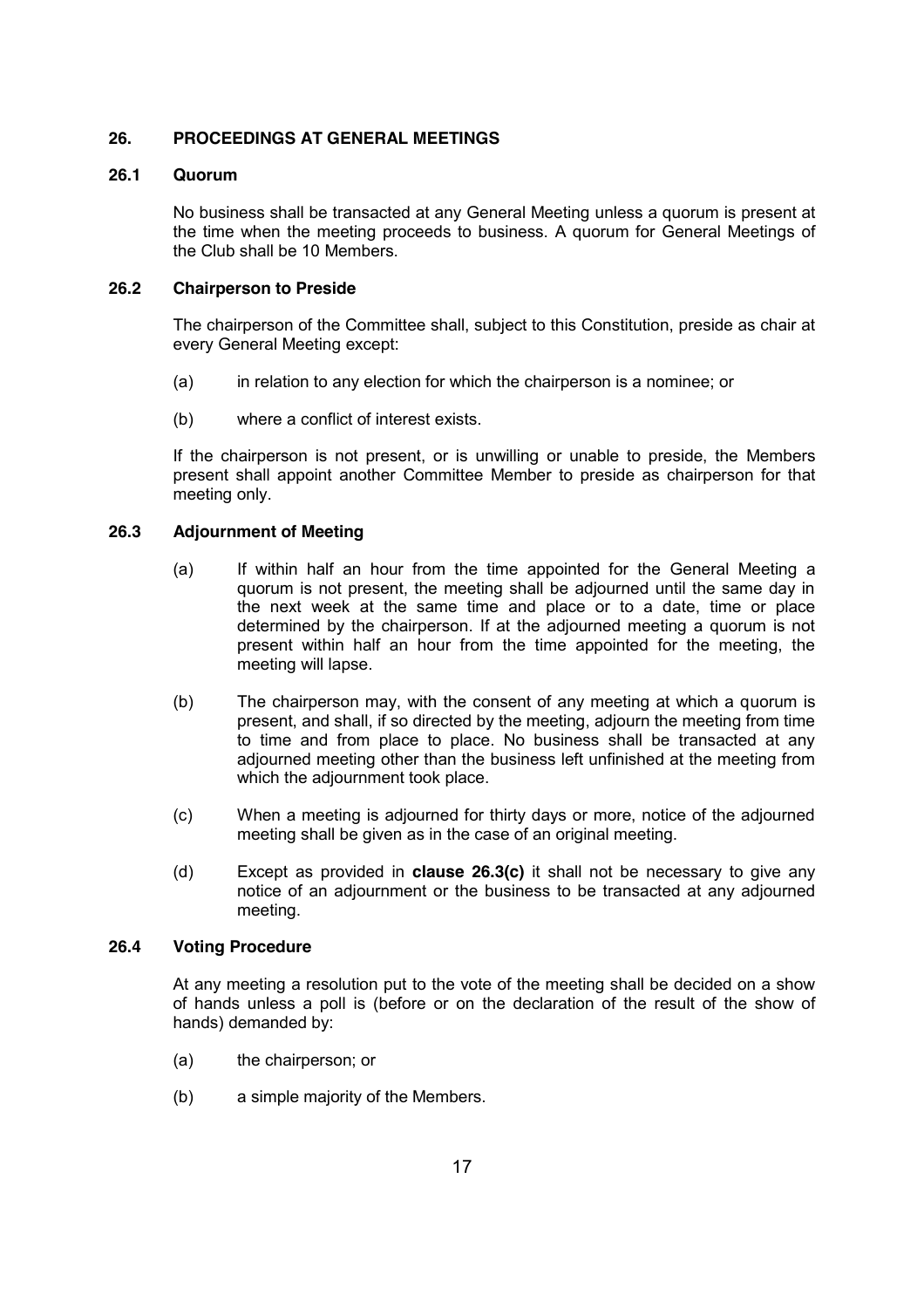## 26. PROCEEDINGS AT GENERAL MEETINGS

### 26.1 Quorum

No business shall be transacted at any General Meeting unless a quorum is present at the time when the meeting proceeds to business. A quorum for General Meetings of the Club shall be 10 Members.

### 26.2 Chairperson to Preside

The chairperson of the Committee shall, subject to this Constitution, preside as chair at every General Meeting except:

(a) in relation to any election for which the chairperson is a nominee; or

(b) where a conflict of interest exists.

If the chairperson is not present, or is unwilling or unable to preside, the Members present shall appoint another Committee Member to preside as chairperson for that meeting only.

### 26.3 Adjournment of Meeting

(a) If within half an hour from the time appointed for the General Meeting a quorum is not present, the meeting shall be adjourned until the same day in the next week at the same time and place or to a date, time or place determined by the chairperson. If at the adjourned meeting a quorum is not present within half an hour from the time appointed for the meeting, the meeting will lapse.

(b) The chairperson may, with the consent of any meeting at which a quorum is present, and shall, if so directed by the meeting, adjourn the meeting from time to time and from place to place. No business shall be transacted at any adjourned meeting other than the business left unfinished at the meeting from which the adjournment took place.

(c) When a meeting is adjourned for thirty days or more, notice of the adjourned meeting shall be given as in the case of an original meeting.

(d) Except as provided in **clause 26.3(c)** it shall not be necessary to give any notice of an adjournment or the business to be transacted at any adjourned meeting.

### 26.4 Voting Procedure

At any meeting a resolution put to the vote of the meeting shall be decided on a show of hands unless a poll is (before or on the declaration of the result of the show of hands) demanded by:

(a) the chairperson; or

(b) a simple majority of the Members.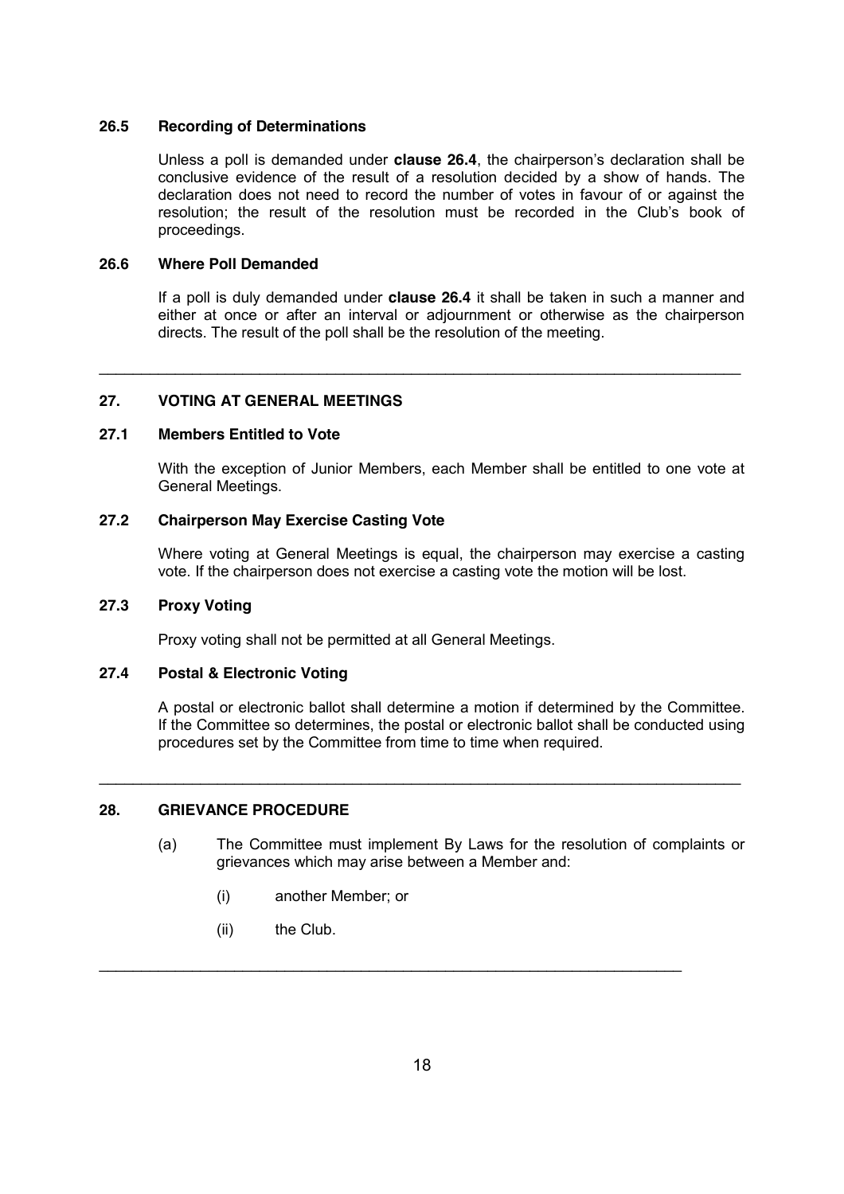### 26.5 Recording of Determinations

Unless a poll is demanded under **clause 26.4**, the chairperson's declaration shall be conclusive evidence of the result of a resolution decided by a show of hands. The declaration does not need to record the number of votes in favour of or against the resolution; the result of the resolution must be recorded in the Club's book of proceedings.

### 26.6 Where Poll Demanded

If a poll is duly demanded under **clause 26.4** it shall be taken in such a manner and either at once or after an interval or adjournment or otherwise as the chairperson directs. The result of the poll shall be the resolution of the meeting.

---

## 27. VOTING AT GENERAL MEETINGS

### 27.1 Members Entitled to Vote

With the exception of Junior Members, each Member shall be entitled to one vote at General Meetings.

### 27.2 Chairperson May Exercise Casting Vote

Where voting at General Meetings is equal, the chairperson may exercise a casting vote. If the chairperson does not exercise a casting vote the motion will be lost.

### 27.3 Proxy Voting

Proxy voting shall not be permitted at all General Meetings.

### 27.4 Postal & Electronic Voting

A postal or electronic ballot shall determine a motion if determined by the Committee. If the Committee so determines, the postal or electronic ballot shall be conducted using procedures set by the Committee from time to time when required.

---

## 28. GRIEVANCE PROCEDURE

(a) The Committee must implement By Laws for the resolution of complaints or grievances which may arise between a Member and:

  (i) another Member; or

  (ii) the Club.

---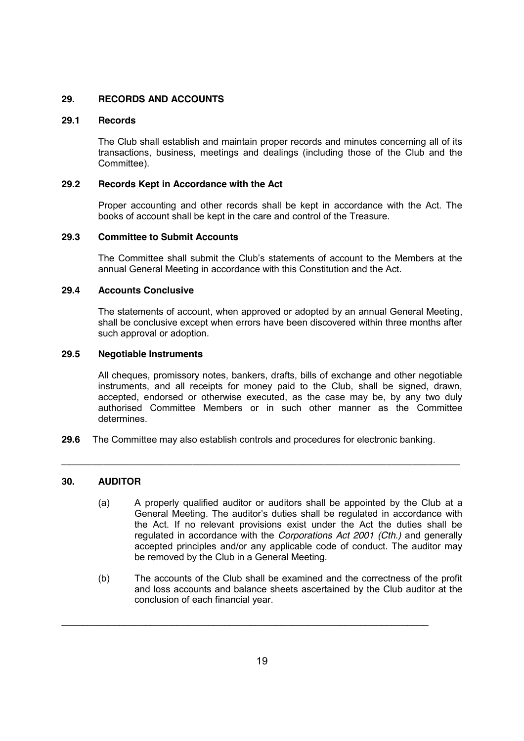## 29. RECORDS AND ACCOUNTS

### 29.1 Records

The Club shall establish and maintain proper records and minutes concerning all of its transactions, business, meetings and dealings (including those of the Club and the Committee).

### 29.2 Records Kept in Accordance with the Act

Proper accounting and other records shall be kept in accordance with the Act. The books of account shall be kept in the care and control of the Treasure.

### 29.3 Committee to Submit Accounts

The Committee shall submit the Club's statements of account to the Members at the annual General Meeting in accordance with this Constitution and the Act.

### 29.4 Accounts Conclusive

The statements of account, when approved or adopted by an annual General Meeting, shall be conclusive except when errors have been discovered within three months after such approval or adoption.

### 29.5 Negotiable Instruments

All cheques, promissory notes, bankers, drafts, bills of exchange and other negotiable instruments, and all receipts for money paid to the Club, shall be signed, drawn, accepted, endorsed or otherwise executed, as the case may be, by any two duly authorised Committee Members or in such other manner as the Committee determines.

**29.6** The Committee may also establish controls and procedures for electronic banking.

---

## 30. AUDITOR

(a) A properly qualified auditor or auditors shall be appointed by the Club at a General Meeting. The auditor's duties shall be regulated in accordance with the Act. If no relevant provisions exist under the Act the duties shall be regulated in accordance with the *Corporations Act 2001 (Cth.)* and generally accepted principles and/or any applicable code of conduct. The auditor may be removed by the Club in a General Meeting.

(b) The accounts of the Club shall be examined and the correctness of the profit and loss accounts and balance sheets ascertained by the Club auditor at the conclusion of each financial year.

---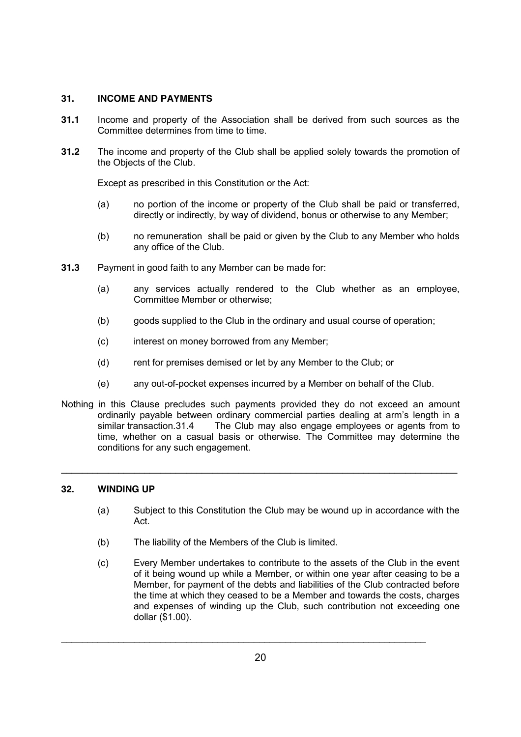## 31. INCOME AND PAYMENTS

**31.1** Income and property of the Association shall be derived from such sources as the Committee determines from time to time.

**31.2** The income and property of the Club shall be applied solely towards the promotion of the Objects of the Club.

Except as prescribed in this Constitution or the Act:

(a) no portion of the income or property of the Club shall be paid or transferred, directly or indirectly, by way of dividend, bonus or otherwise to any Member;

(b) no remuneration shall be paid or given by the Club to any Member who holds any office of the Club.

**31.3** Payment in good faith to any Member can be made for:

(a) any services actually rendered to the Club whether as an employee, Committee Member or otherwise;

(b) goods supplied to the Club in the ordinary and usual course of operation;

(c) interest on money borrowed from any Member;

(d) rent for premises demised or let by any Member to the Club; or

(e) any out-of-pocket expenses incurred by a Member on behalf of the Club.

Nothing in this Clause precludes such payments provided they do not exceed an amount ordinarily payable between ordinary commercial parties dealing at arm's length in a similar transaction.31.4 The Club may also engage employees or agents from to time, whether on a casual basis or otherwise. The Committee may determine the conditions for any such engagement.

---

## 32. WINDING UP

(a) Subject to this Constitution the Club may be wound up in accordance with the Act.

(b) The liability of the Members of the Club is limited.

(c) Every Member undertakes to contribute to the assets of the Club in the event of it being wound up while a Member, or within one year after ceasing to be a Member, for payment of the debts and liabilities of the Club contracted before the time at which they ceased to be a Member and towards the costs, charges and expenses of winding up the Club, such contribution not exceeding one dollar ($1.00).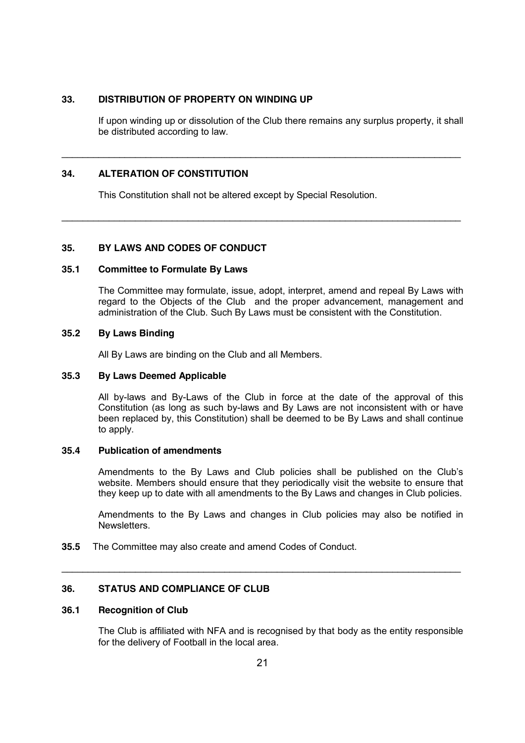## 33. DISTRIBUTION OF PROPERTY ON WINDING UP

If upon winding up or dissolution of the Club there remains any surplus property, it shall be distributed according to law.

---

## 34. ALTERATION OF CONSTITUTION

This Constitution shall not be altered except by Special Resolution.

---

## 35. BY LAWS AND CODES OF CONDUCT

### 35.1 Committee to Formulate By Laws

The Committee may formulate, issue, adopt, interpret, amend and repeal By Laws with regard to the Objects of the Club and the proper advancement, management and administration of the Club. Such By Laws must be consistent with the Constitution.

### 35.2 By Laws Binding

All By Laws are binding on the Club and all Members.

### 35.3 By Laws Deemed Applicable

All by-laws and By-Laws of the Club in force at the date of the approval of this Constitution (as long as such by-laws and By Laws are not inconsistent with or have been replaced by, this Constitution) shall be deemed to be By Laws and shall continue to apply.

### 35.4 Publication of amendments

Amendments to the By Laws and Club policies shall be published on the Club's website. Members should ensure that they periodically visit the website to ensure that they keep up to date with all amendments to the By Laws and changes in Club policies.

Amendments to the By Laws and changes in Club policies may also be notified in Newsletters.

**35.5** The Committee may also create and amend Codes of Conduct.

---

## 36. STATUS AND COMPLIANCE OF CLUB

### 36.1 Recognition of Club

The Club is affiliated with NFA and is recognised by that body as the entity responsible for the delivery of Football in the local area.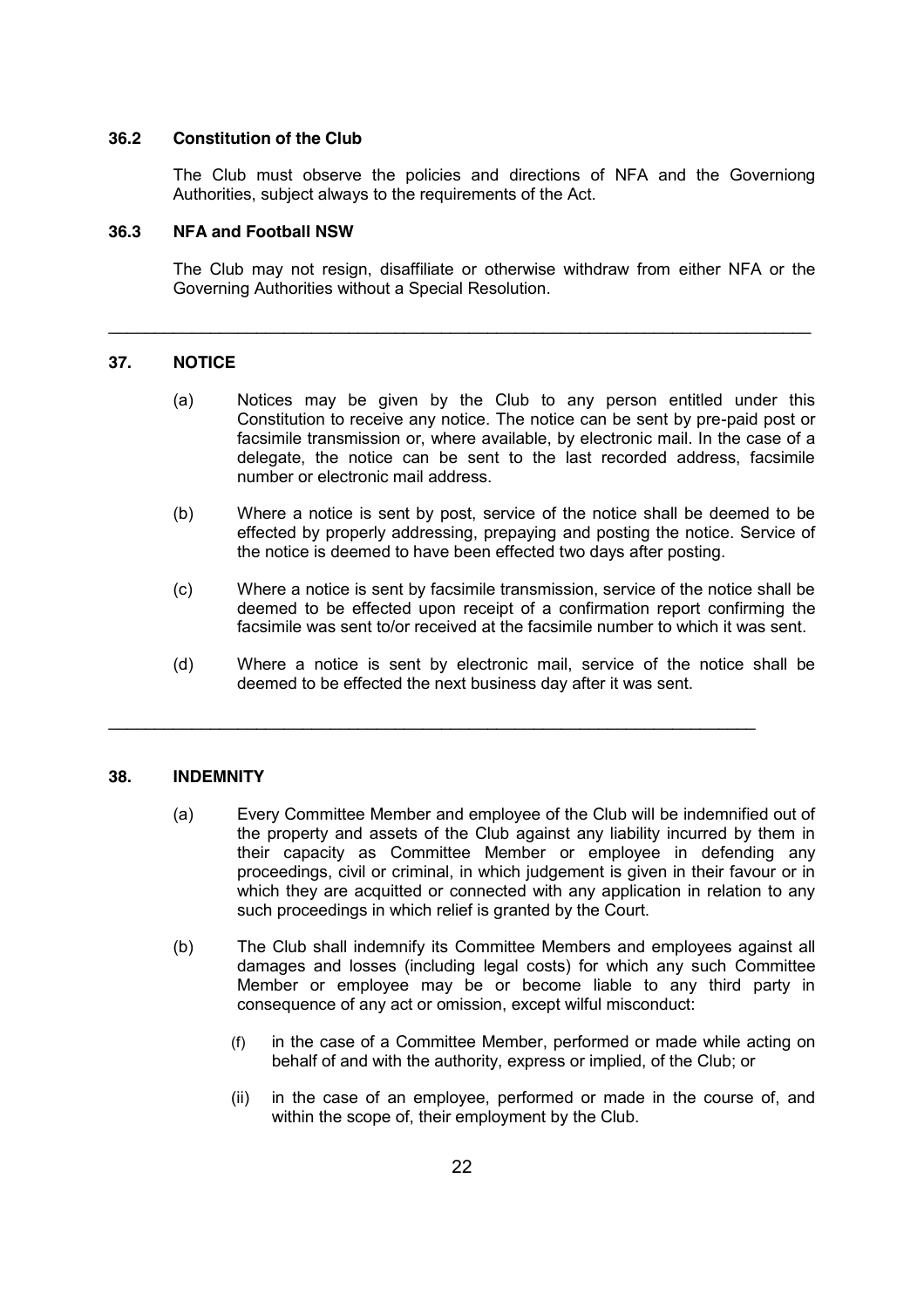### 36.2 Constitution of the Club

The Club must observe the policies and directions of NFA and the Governiong Authorities, subject always to the requirements of the Act.

### 36.3 NFA and Football NSW

The Club may not resign, disaffiliate or otherwise withdraw from either NFA or the Governing Authorities without a Special Resolution.

---

## 37. NOTICE

(a) Notices may be given by the Club to any person entitled under this Constitution to receive any notice. The notice can be sent by pre-paid post or facsimile transmission or, where available, by electronic mail. In the case of a delegate, the notice can be sent to the last recorded address, facsimile number or electronic mail address.

(b) Where a notice is sent by post, service of the notice shall be deemed to be effected by properly addressing, prepaying and posting the notice. Service of the notice is deemed to have been effected two days after posting.

(c) Where a notice is sent by facsimile transmission, service of the notice shall be deemed to be effected upon receipt of a confirmation report confirming the facsimile was sent to/or received at the facsimile number to which it was sent.

(d) Where a notice is sent by electronic mail, service of the notice shall be deemed to be effected the next business day after it was sent.

---

## 38. INDEMNITY

(a) Every Committee Member and employee of the Club will be indemnified out of the property and assets of the Club against any liability incurred by them in their capacity as Committee Member or employee in defending any proceedings, civil or criminal, in which judgement is given in their favour or in which they are acquitted or connected with any application in relation to any such proceedings in which relief is granted by the Court.

(b) The Club shall indemnify its Committee Members and employees against all damages and losses (including legal costs) for which any such Committee Member or employee may be or become liable to any third party in consequence of any act or omission, except wilful misconduct:

   (f) in the case of a Committee Member, performed or made while acting on behalf of and with the authority, express or implied, of the Club; or

   (ii) in the case of an employee, performed or made in the course of, and within the scope of, their employment by the Club.